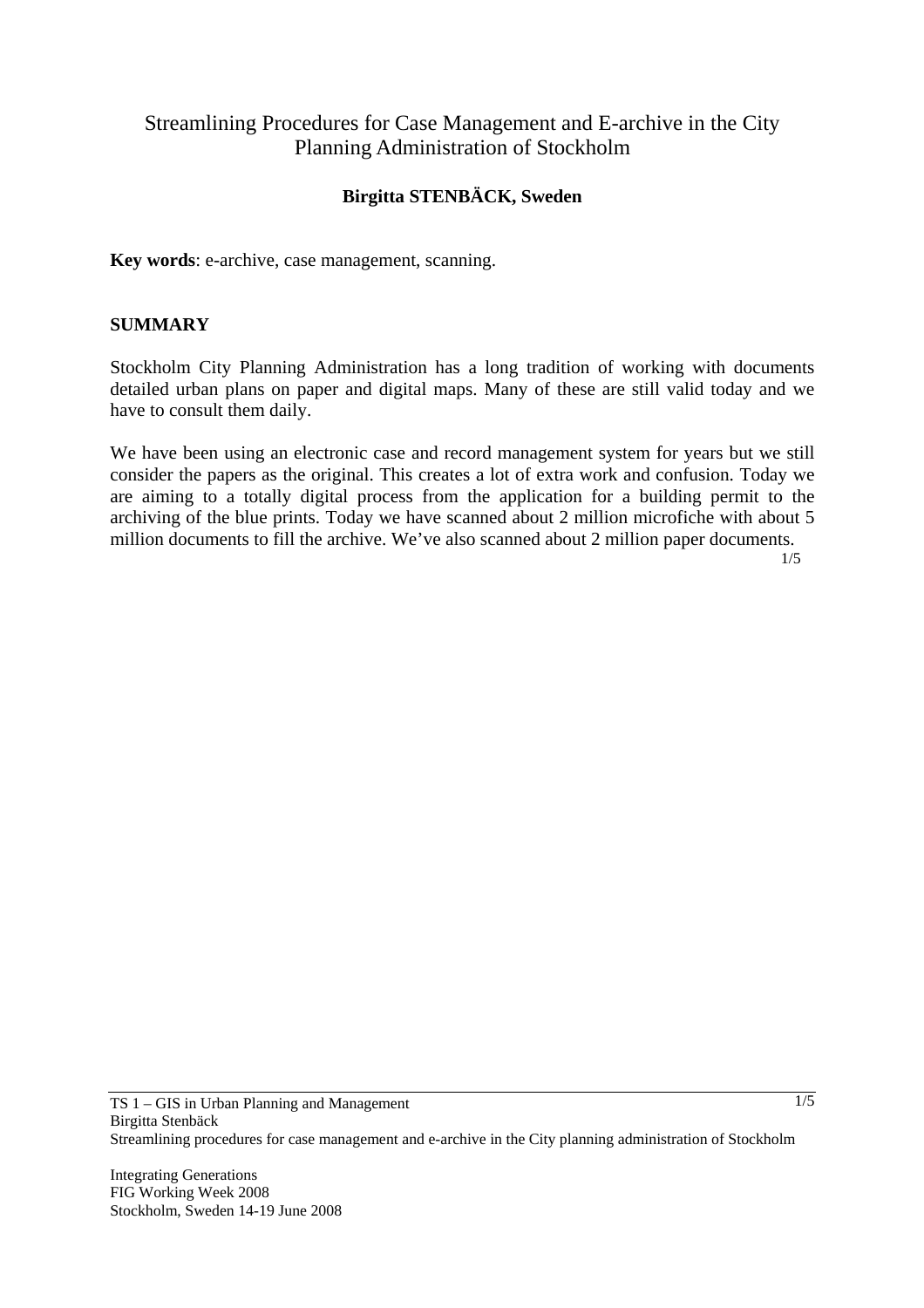# Streamlining Procedures for Case Management and E-archive in the City Planning Administration of Stockholm

**Birgitta STENBÄCK, Sweden**

**Key words**: e-archive, case management, scanning.

## SUMMARY

Stockholm City Planning Administration has a long tradition of working with documents detailed urban plans on paper and digital maps. Many of these are still valid today and we have to consult them daily.

We have been using an electronic case and record management system for years but we still consider the papers as the original. This creates a lot of extra work and confusion. Today we are aiming to a totally digital process from the application for a building permit to the archiving of the blue prints. Today we have scanned about 2 million microfiche with about 5 million documents to fill the archive. We've also scanned about 2 million paper documents.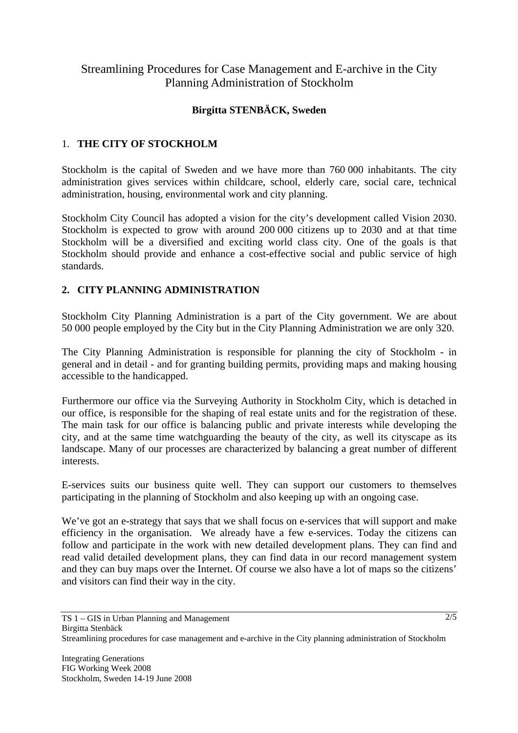# Streamlining Procedures for Case Management and E-archive in the City Planning Administration of Stockholm

**Birgitta STENBÄCK, Sweden**

## 1. THE CITY OF STOCKHOLM

Stockholm is the capital of Sweden and we have more than 760 000 inhabitants. The city administration gives services within childcare, school, elderly care, social care, technical administration, housing, environmental work and city planning.

Stockholm City Council has adopted a vision for the city's development called Vision 2030. Stockholm is expected to grow with around 200 000 citizens up to 2030 and at that time Stockholm will be a diversified and exciting world class city. One of the goals is that Stockholm should provide and enhance a cost-effective social and public service of high standards.

## 2. CITY PLANNING ADMINISTRATION

Stockholm City Planning Administration is a part of the City government. We are about 50 000 people employed by the City but in the City Planning Administration we are only 320.

The City Planning Administration is responsible for planning the city of Stockholm - in general and in detail - and for granting building permits, providing maps and making housing accessible to the handicapped.

Furthermore our office via the Surveying Authority in Stockholm City, which is detached in our office, is responsible for the shaping of real estate units and for the registration of these. The main task for our office is balancing public and private interests while developing the city, and at the same time watchguarding the beauty of the city, as well its cityscape as its landscape. Many of our processes are characterized by balancing a great number of different interests.

E-services suits our business quite well. They can support our customers to themselves participating in the planning of Stockholm and also keeping up with an ongoing case.

We've got an e-strategy that says that we shall focus on e-services that will support and make efficiency in the organisation. We already have a few e-services. Today the citizens can follow and participate in the work with new detailed development plans. They can find and read valid detailed development plans, they can find data in our record management system and they can buy maps over the Internet. Of course we also have a lot of maps so the citizens' and visitors can find their way in the city.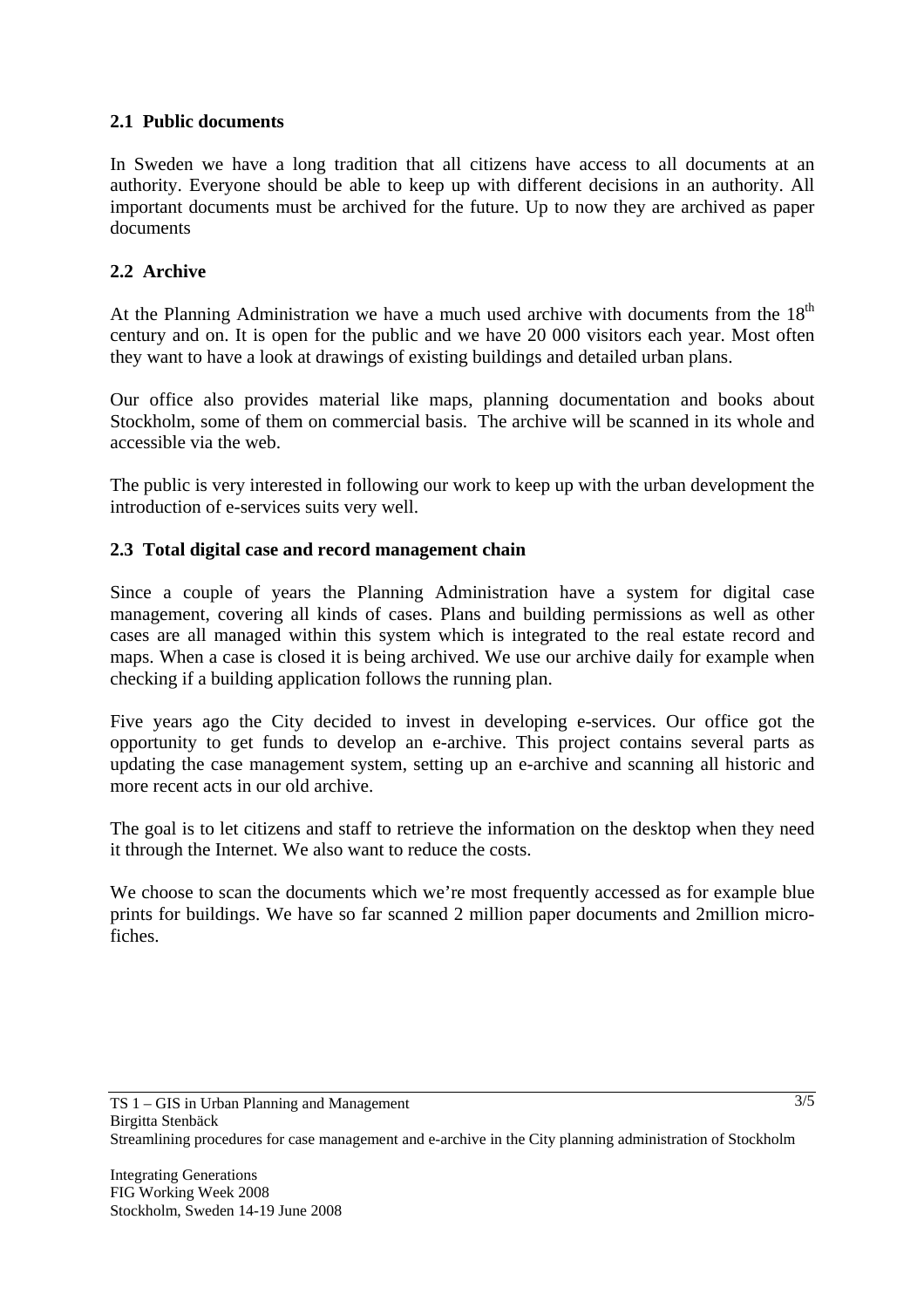## 2.1 Public documents

In Sweden we have a long tradition that all citizens have access to all documents at an authority. Everyone should be able to keep up with different decisions in an authority. All important documents must be archived for the future. Up to now they are archived as paper documents

## 2.2 Archive

At the Planning Administration we have a much used archive with documents from the 18th century and on. It is open for the public and we have 20 000 visitors each year. Most often they want to have a look at drawings of existing buildings and detailed urban plans.

Our office also provides material like maps, planning documentation and books about Stockholm, some of them on commercial basis. The archive will be scanned in its whole and accessible via the web.

The public is very interested in following our work to keep up with the urban development the introduction of e-services suits very well.

## 2.3 Total digital case and record management chain

Since a couple of years the Planning Administration have a system for digital case management, covering all kinds of cases. Plans and building permissions as well as other cases are all managed within this system which is integrated to the real estate record and maps. When a case is closed it is being archived. We use our archive daily for example when checking if a building application follows the running plan.

Five years ago the City decided to invest in developing e-services. Our office got the opportunity to get funds to develop an e-archive. This project contains several parts as updating the case management system, setting up an e-archive and scanning all historic and more recent acts in our old archive.

The goal is to let citizens and staff to retrieve the information on the desktop when they need it through the Internet. We also want to reduce the costs.

We choose to scan the documents which we're most frequently accessed as for example blue prints for buildings. We have so far scanned 2 million paper documents and 2million micro-fiches.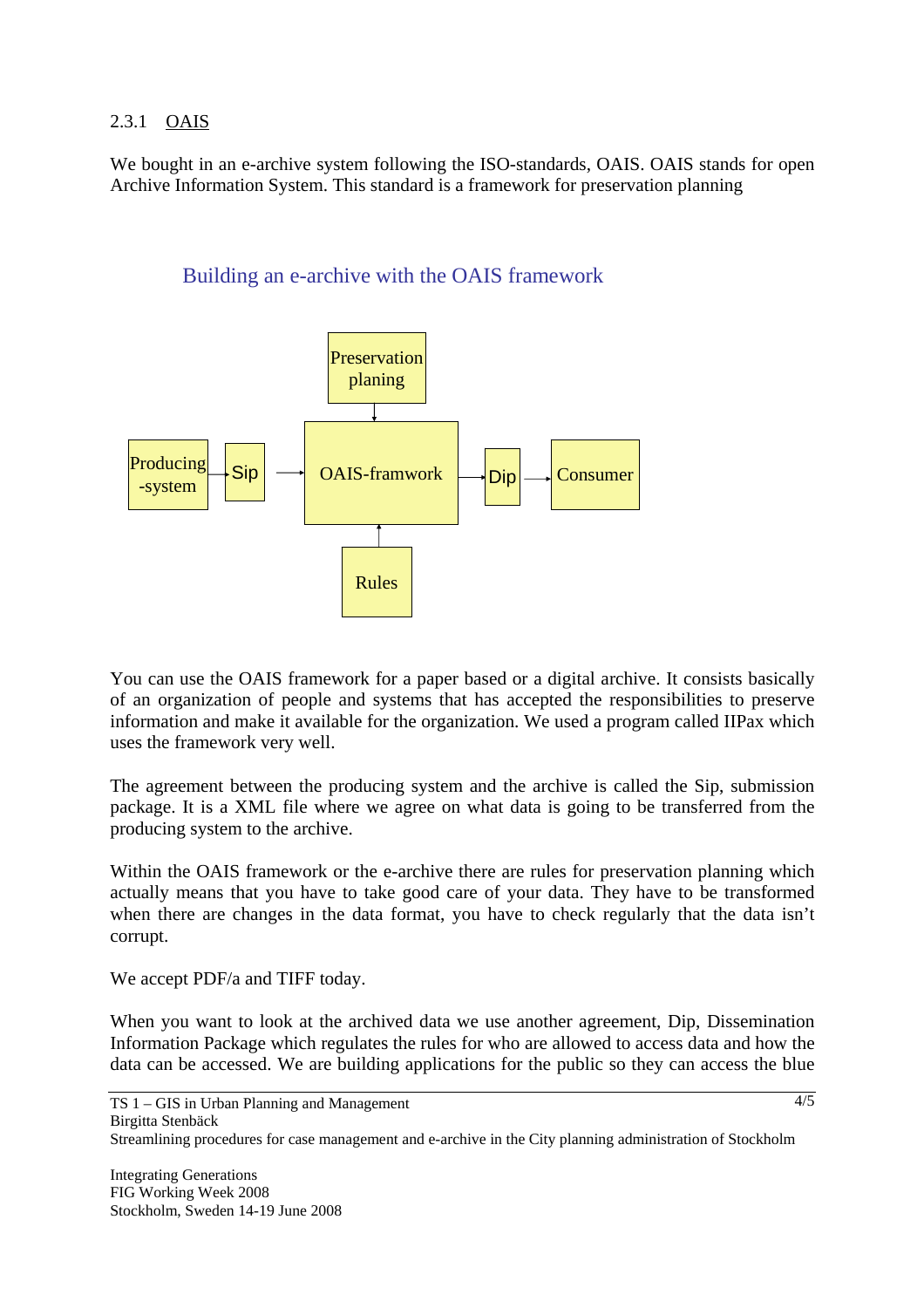### 2.3.1 OAIS

We bought in an e-archive system following the ISO-standards, OAIS. OAIS stands for open Archive Information System. This standard is a framework for preservation planning

Building an e-archive with the OAIS framework

Preservation planing

Producing -system → Sip → OAIS-framwork → Dip → Consumer

Rules

You can use the OAIS framework for a paper based or a digital archive. It consists basically of an organization of people and systems that has accepted the responsibilities to preserve information and make it available for the organization. We used a program called IIPax which uses the framework very well.

The agreement between the producing system and the archive is called the Sip, submission package. It is a XML file where we agree on what data is going to be transferred from the producing system to the archive.

Within the OAIS framework or the e-archive there are rules for preservation planning which actually means that you have to take good care of your data. They have to be transformed when there are changes in the data format, you have to check regularly that the data isn't corrupt.

We accept PDF/a and TIFF today.

When you want to look at the archived data we use another agreement, Dip, Dissemination Information Package which regulates the rules for who are allowed to access data and how the data can be accessed. We are building applications for the public so they can access the blue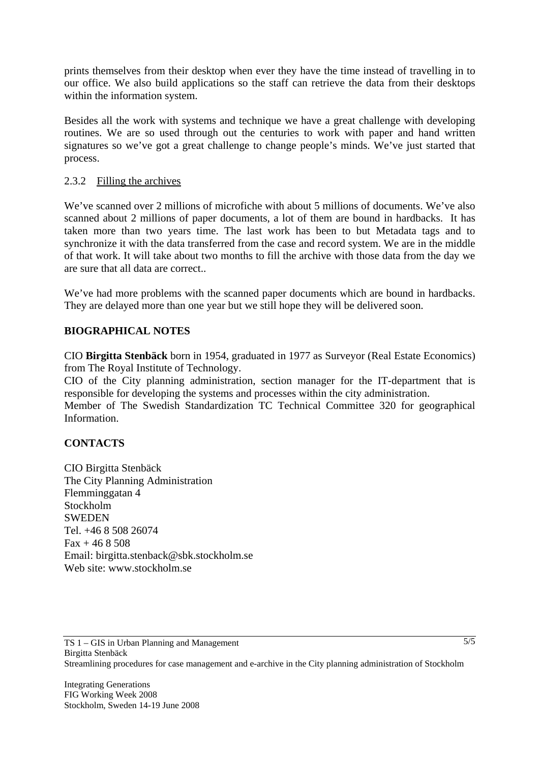prints themselves from their desktop when ever they have the time instead of travelling in to our office. We also build applications so the staff can retrieve the data from their desktops within the information system.

Besides all the work with systems and technique we have a great challenge with developing routines. We are so used through out the centuries to work with paper and hand written signatures so we've got a great challenge to change people's minds. We've just started that process.

### 2.3.2 Filling the archives

We've scanned over 2 millions of microfiche with about 5 millions of documents. We've also scanned about 2 millions of paper documents, a lot of them are bound in hardbacks. It has taken more than two years time. The last work has been to but Metadata tags and to synchronize it with the data transferred from the case and record system. We are in the middle of that work. It will take about two months to fill the archive with those data from the day we are sure that all data are correct..

We've had more problems with the scanned paper documents which are bound in hardbacks. They are delayed more than one year but we still hope they will be delivered soon.

## BIOGRAPHICAL NOTES

CIO **Birgitta Stenbäck** born in 1954, graduated in 1977 as Surveyor (Real Estate Economics) from The Royal Institute of Technology.
CIO of the City planning administration, section manager for the IT-department that is responsible for developing the systems and processes within the city administration.
Member of The Swedish Standardization TC Technical Committee 320 for geographical Information.

## CONTACTS

CIO Birgitta Stenbäck
The City Planning Administration
Flemminggatan 4
Stockholm
SWEDEN
Tel. +46 8 508 26074
Fax + 46 8 508
Email: birgitta.stenback@sbk.stockholm.se
Web site: www.stockholm.se